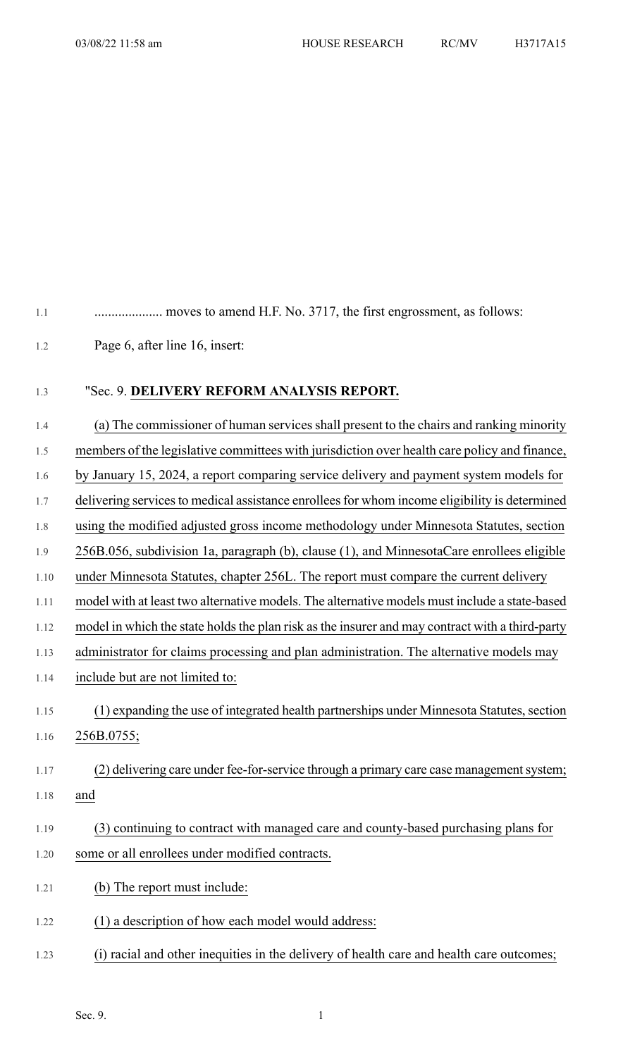.................... moves to amend H.F. No. 3717, the first engrossment, as follows:

Page 6, after line 16, insert:

"Sec. 9. **DELIVERY REFORM ANALYSIS REPORT.**

(a) The commissioner of human services shall present to the chairs and ranking minority members of the legislative committees with jurisdiction over health care policy and finance, by January 15, 2024, a report comparing service delivery and payment system models for delivering services to medical assistance enrollees for whom income eligibility is determined using the modified adjusted gross income methodology under Minnesota Statutes, section 256B.056, subdivision 1a, paragraph (b), clause (1), and MinnesotaCare enrollees eligible under Minnesota Statutes, chapter 256L. The report must compare the current delivery model with at least two alternative models. The alternative models must include a state-based model in which the state holds the plan risk as the insurer and may contract with a third-party administrator for claims processing and plan administration. The alternative models may include but are not limited to:

(1) expanding the use of integrated health partnerships under Minnesota Statutes, section 256B.0755;

(2) delivering care under fee-for-service through a primary care case management system; and

(3) continuing to contract with managed care and county-based purchasing plans for some or all enrollees under modified contracts.

(b) The report must include:

(1) a description of how each model would address:

(i) racial and other inequities in the delivery of health care and health care outcomes;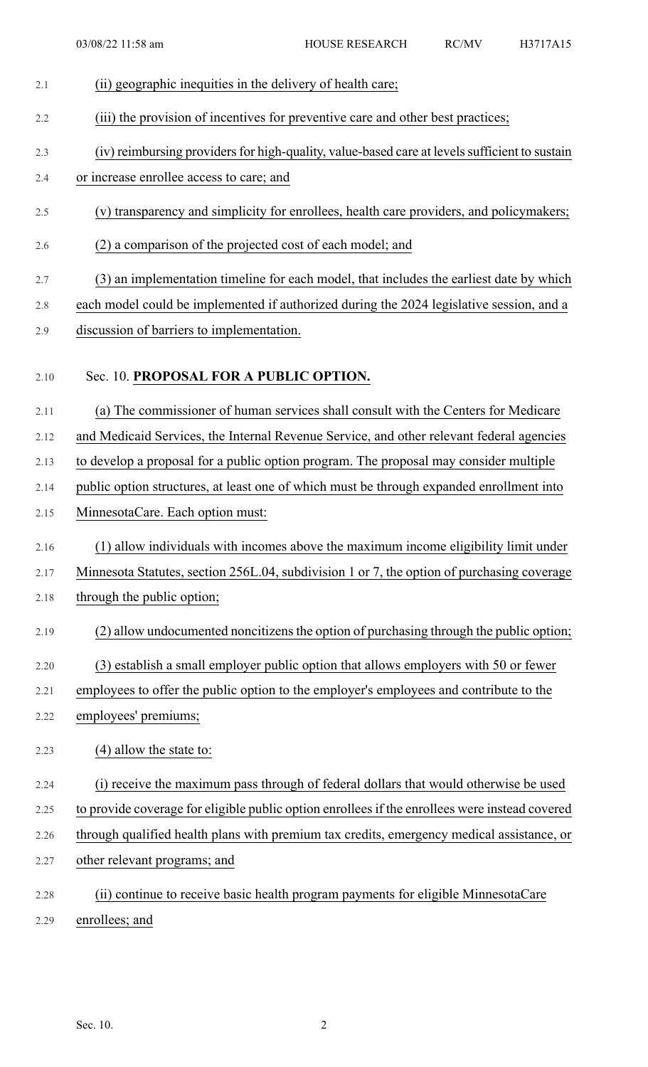(ii) geographic inequities in the delivery of health care;

(iii) the provision of incentives for preventive care and other best practices;

(iv) reimbursing providers for high-quality, value-based care at levels sufficient to sustain or increase enrollee access to care; and

(v) transparency and simplicity for enrollees, health care providers, and policymakers;

(2) a comparison of the projected cost of each model; and

(3) an implementation timeline for each model, that includes the earliest date by which each model could be implemented if authorized during the 2024 legislative session, and a discussion of barriers to implementation.

Sec. 10. **PROPOSAL FOR A PUBLIC OPTION.**

(a) The commissioner of human services shall consult with the Centers for Medicare and Medicaid Services, the Internal Revenue Service, and other relevant federal agencies to develop a proposal for a public option program. The proposal may consider multiple public option structures, at least one of which must be through expanded enrollment into MinnesotaCare. Each option must:

(1) allow individuals with incomes above the maximum income eligibility limit under Minnesota Statutes, section 256L.04, subdivision 1 or 7, the option of purchasing coverage through the public option;

(2) allow undocumented noncitizens the option of purchasing through the public option;

(3) establish a small employer public option that allows employers with 50 or fewer employees to offer the public option to the employer's employees and contribute to the employees' premiums;

(4) allow the state to:

(i) receive the maximum pass through of federal dollars that would otherwise be used to provide coverage for eligible public option enrollees if the enrollees were instead covered through qualified health plans with premium tax credits, emergency medical assistance, or other relevant programs; and

(ii) continue to receive basic health program payments for eligible MinnesotaCare enrollees; and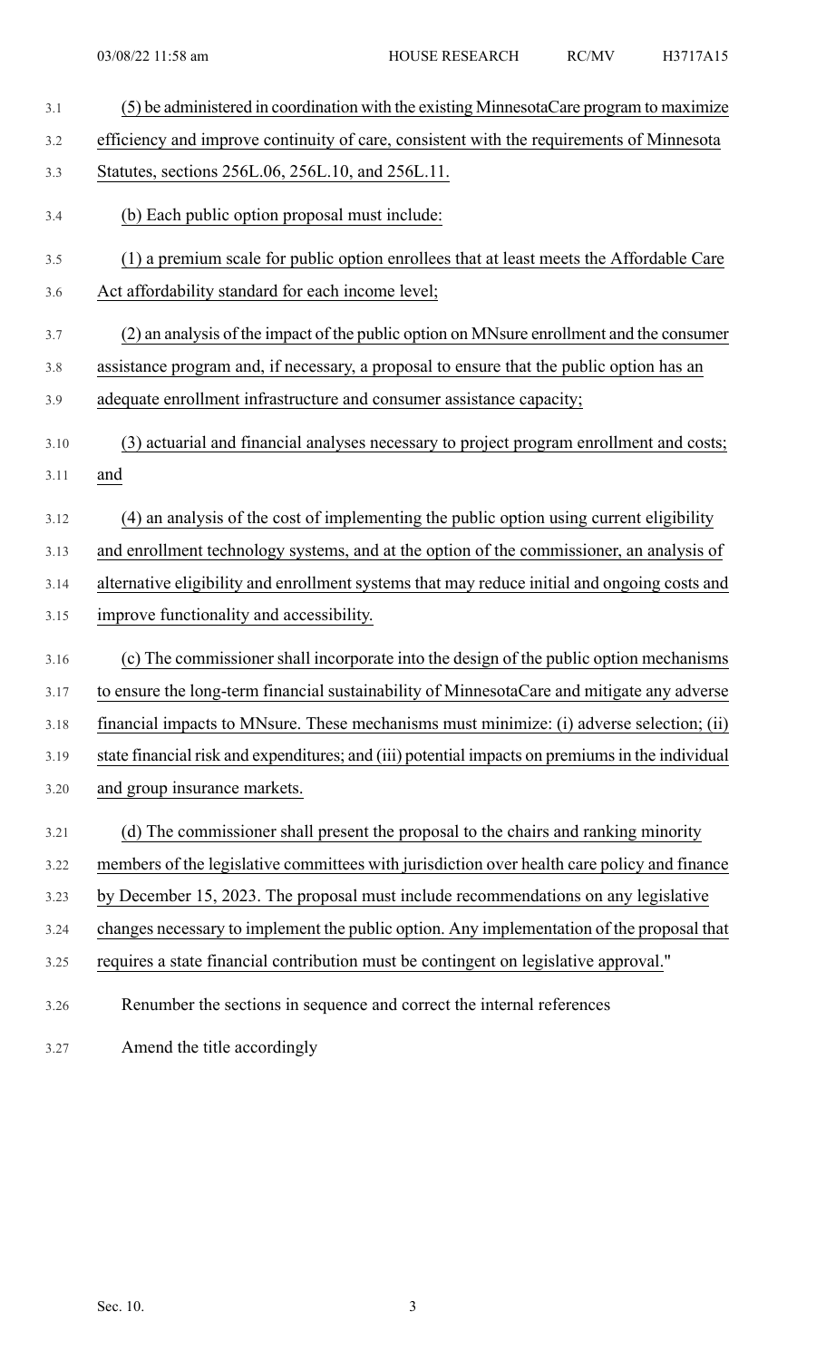(5) be administered in coordination with the existing MinnesotaCare program to maximize efficiency and improve continuity of care, consistent with the requirements of Minnesota Statutes, sections 256L.06, 256L.10, and 256L.11.

(b) Each public option proposal must include:

(1) a premium scale for public option enrollees that at least meets the Affordable Care Act affordability standard for each income level;

(2) an analysis of the impact of the public option on MNsure enrollment and the consumer assistance program and, if necessary, a proposal to ensure that the public option has an adequate enrollment infrastructure and consumer assistance capacity;

(3) actuarial and financial analyses necessary to project program enrollment and costs; and

(4) an analysis of the cost of implementing the public option using current eligibility and enrollment technology systems, and at the option of the commissioner, an analysis of alternative eligibility and enrollment systems that may reduce initial and ongoing costs and improve functionality and accessibility.

(c) The commissioner shall incorporate into the design of the public option mechanisms to ensure the long-term financial sustainability of MinnesotaCare and mitigate any adverse financial impacts to MNsure. These mechanisms must minimize: (i) adverse selection; (ii) state financial risk and expenditures; and (iii) potential impacts on premiums in the individual and group insurance markets.

(d) The commissioner shall present the proposal to the chairs and ranking minority members of the legislative committees with jurisdiction over health care policy and finance by December 15, 2023. The proposal must include recommendations on any legislative changes necessary to implement the public option. Any implementation of the proposal that requires a state financial contribution must be contingent on legislative approval."

Renumber the sections in sequence and correct the internal references

Amend the title accordingly